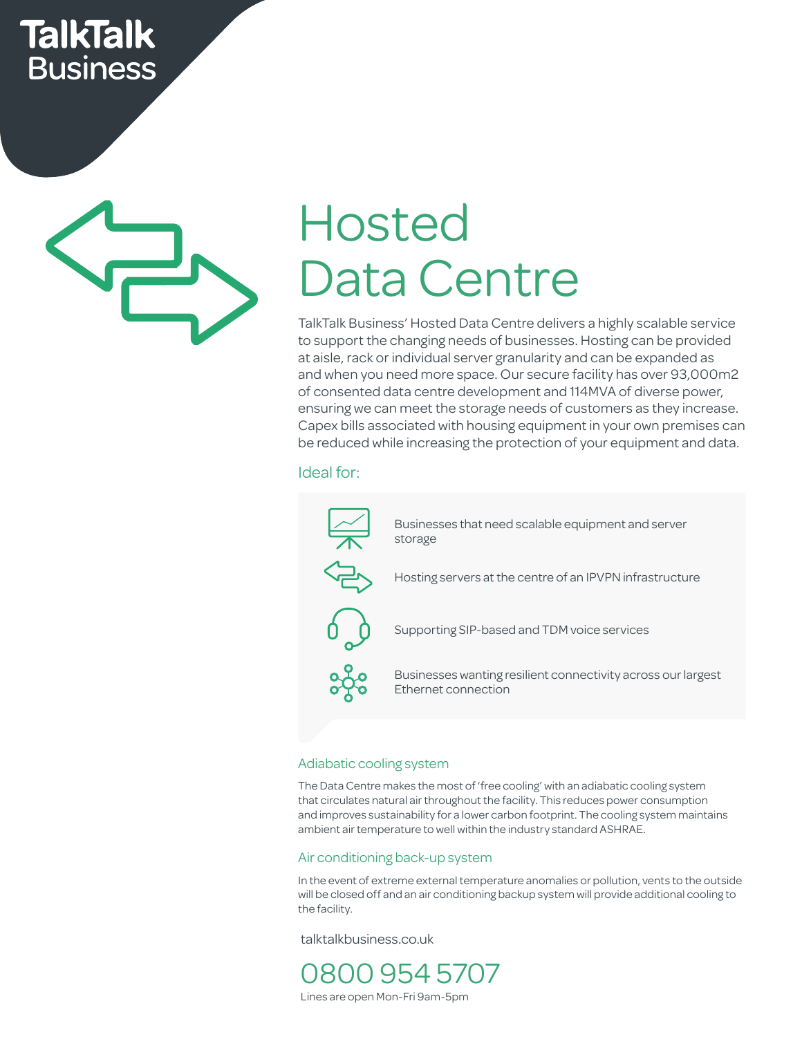# TalkTalk Business

# Hosted Data Centre

TalkTalk Business' Hosted Data Centre delivers a highly scalable service to support the changing needs of businesses. Hosting can be provided at aisle, rack or individual server granularity and can be expanded as and when you need more space. Our secure facility has over 93,000m2 of consented data centre development and 114MVA of diverse power, ensuring we can meet the storage needs of customers as they increase. Capex bills associated with housing equipment in your own premises can be reduced while increasing the protection of your equipment and data.

## Ideal for:

- Businesses that need scalable equipment and server storage
- Hosting servers at the centre of an IPVPN infrastructure
- Supporting SIP-based and TDM voice services
- Businesses wanting resilient connectivity across our largest Ethernet connection

### Adiabatic cooling system

The Data Centre makes the most of 'free cooling' with an adiabatic cooling system that circulates natural air throughout the facility. This reduces power consumption and improves sustainability for a lower carbon footprint. The cooling system maintains ambient air temperature to well within the industry standard ASHRAE.

### Air conditioning back-up system

In the event of extreme external temperature anomalies or pollution, vents to the outside will be closed off and an air conditioning backup system will provide additional cooling to the facility.

talktalkbusiness.co.uk

0800 954 5707

Lines are open Mon-Fri 9am-5pm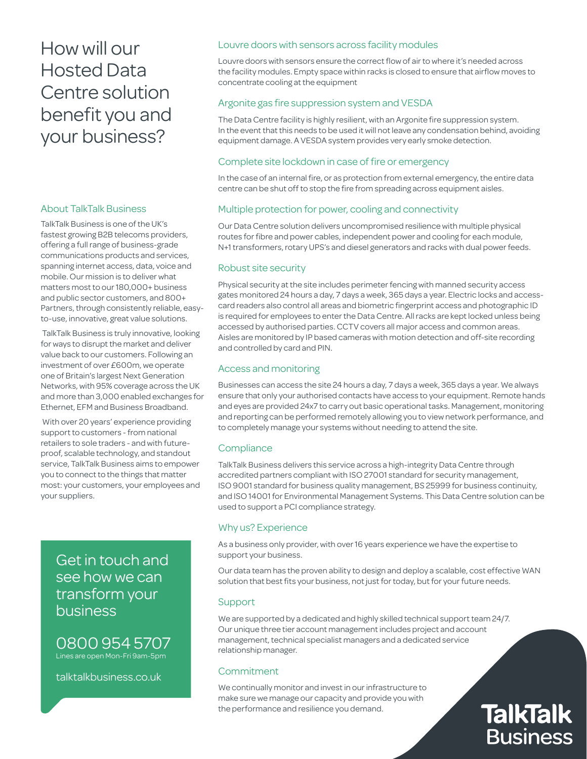# How will our Hosted Data Centre solution benefit you and your business?

## About TalkTalk Business

TalkTalk Business is one of the UK's fastest growing B2B telecoms providers, offering a full range of business-grade communications products and services, spanning internet access, data, voice and mobile. Our mission is to deliver what matters most to our 180,000+ business and public sector customers, and 800+ Partners, through consistently reliable, easy-to-use, innovative, great value solutions.

TalkTalk Business is truly innovative, looking for ways to disrupt the market and deliver value back to our customers. Following an investment of over £600m, we operate one of Britain's largest Next Generation Networks, with 95% coverage across the UK and more than 3,000 enabled exchanges for Ethernet, EFM and Business Broadband.

With over 20 years' experience providing support to customers - from national retailers to sole traders - and with future-proof, scalable technology, and standout service, TalkTalk Business aims to empower you to connect to the things that matter most: your customers, your employees and your suppliers.

## Get in touch and see how we can transform your business

0800 954 5707

Lines are open Mon-Fri 9am-5pm

talktalkbusiness.co.uk

## Louvre doors with sensors across facility modules

Louvre doors with sensors ensure the correct flow of air to where it's needed across the facility modules. Empty space within racks is closed to ensure that airflow moves to concentrate cooling at the equipment

## Argonite gas fire suppression system and VESDA

The Data Centre facility is highly resilient, with an Argonite fire suppression system. In the event that this needs to be used it will not leave any condensation behind, avoiding equipment damage. A VESDA system provides very early smoke detection.

## Complete site lockdown in case of fire or emergency

In the case of an internal fire, or as protection from external emergency, the entire data centre can be shut off to stop the fire from spreading across equipment aisles.

## Multiple protection for power, cooling and connectivity

Our Data Centre solution delivers uncompromised resilience with multiple physical routes for fibre and power cables, independent power and cooling for each module, N+1 transformers, rotary UPS's and diesel generators and racks with dual power feeds.

## Robust site security

Physical security at the site includes perimeter fencing with manned security access gates monitored 24 hours a day, 7 days a week, 365 days a year. Electric locks and access-card readers also control all areas and biometric fingerprint access and photographic ID is required for employees to enter the Data Centre. All racks are kept locked unless being accessed by authorised parties. CCTV covers all major access and common areas. Aisles are monitored by IP based cameras with motion detection and off-site recording and controlled by card and PIN.

## Access and monitoring

Businesses can access the site 24 hours a day, 7 days a week, 365 days a year. We always ensure that only your authorised contacts have access to your equipment. Remote hands and eyes are provided 24x7 to carry out basic operational tasks. Management, monitoring and reporting can be performed remotely allowing you to view network performance, and to completely manage your systems without needing to attend the site.

## Compliance

TalkTalk Business delivers this service across a high-integrity Data Centre through accredited partners compliant with ISO 27001 standard for security management, ISO 9001 standard for business quality management, BS 25999 for business continuity, and ISO 14001 for Environmental Management Systems. This Data Centre solution can be used to support a PCI compliance strategy.

## Why us? Experience

As a business only provider, with over 16 years experience we have the expertise to support your business.

Our data team has the proven ability to design and deploy a scalable, cost effective WAN solution that best fits your business, not just for today, but for your future needs.

## Support

We are supported by a dedicated and highly skilled technical support team 24/7. Our unique three tier account management includes project and account management, technical specialist managers and a dedicated service relationship manager.

## Commitment

We continually monitor and invest in our infrastructure to make sure we manage our capacity and provide you with the performance and resilience you demand.

TalkTalk Business